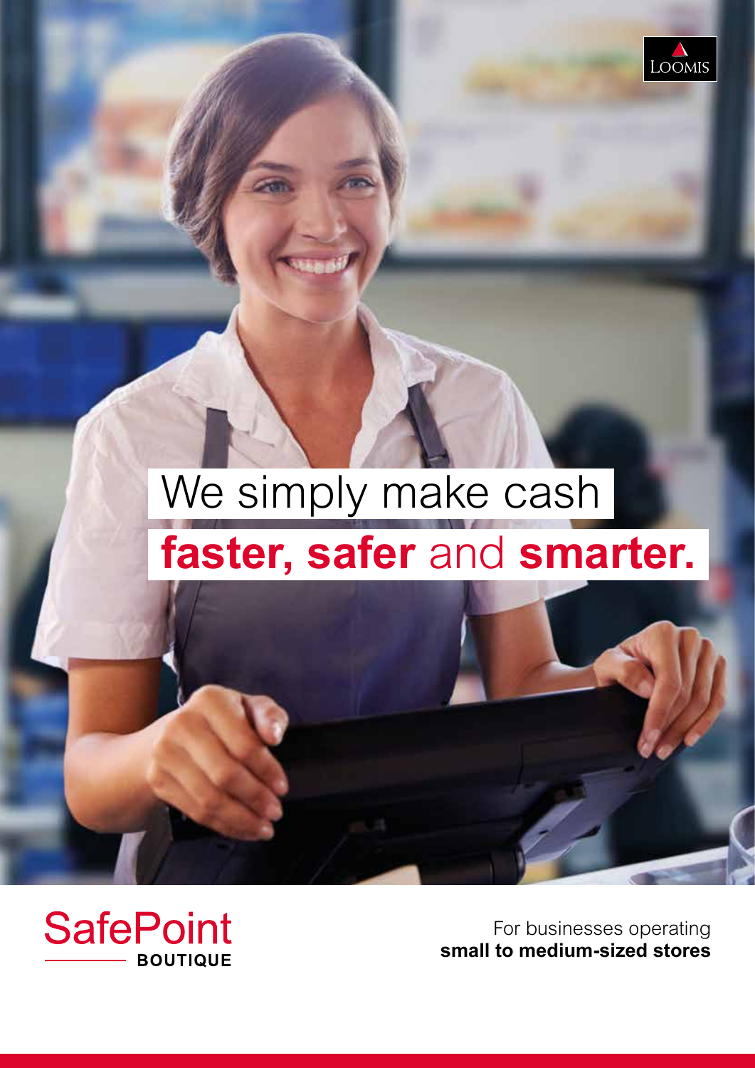LOOMIS

# We simply make cash **faster, safer** and **smarter.**

SafePoint
BOUTIQUE

For businesses operating
**small to medium-sized stores**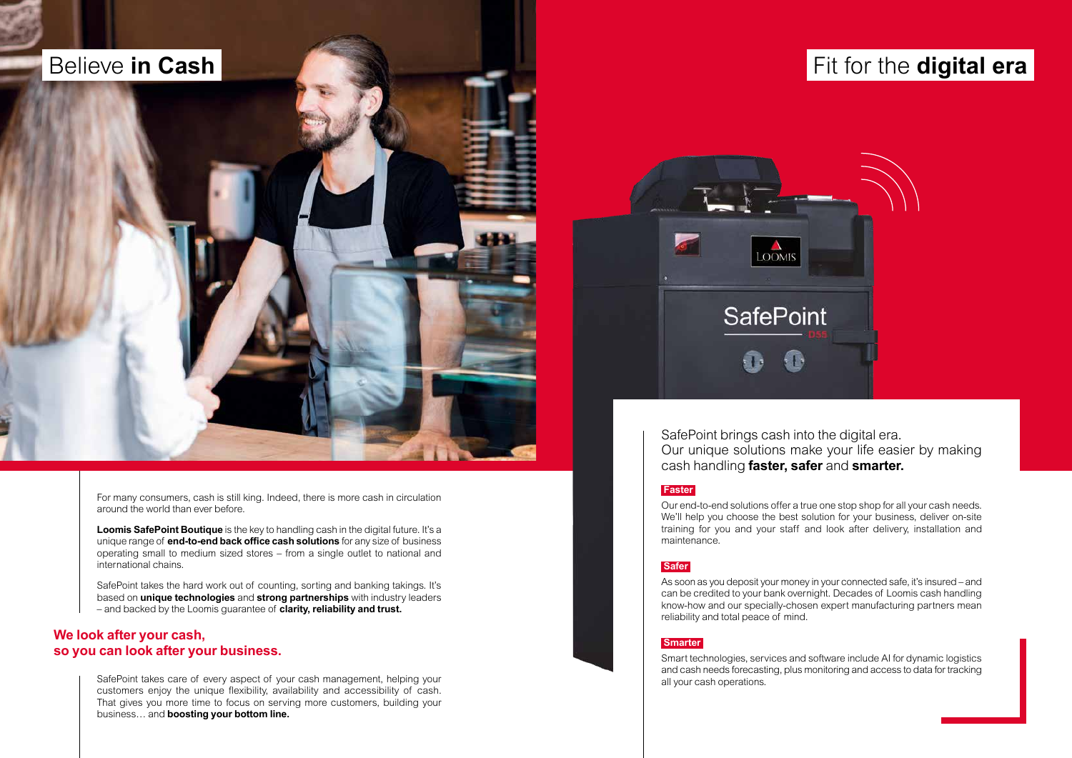# Believe **in Cash**

For many consumers, cash is still king. Indeed, there is more cash in circulation around the world than ever before.

**Loomis SafePoint Boutique** is the key to handling cash in the digital future. It's a unique range of **end-to-end back office cash solutions** for any size of business operating small to medium sized stores – from a single outlet to national and international chains.

SafePoint takes the hard work out of counting, sorting and banking takings. It's based on **unique technologies** and **strong partnerships** with industry leaders – and backed by the Loomis guarantee of **clarity, reliability and trust.**

## We look after your cash, so you can look after your business.

SafePoint takes care of every aspect of your cash management, helping your customers enjoy the unique flexibility, availability and accessibility of cash. That gives you more time to focus on serving more customers, building your business… and **boosting your bottom line.**

# Fit for the **digital era**

SafePoint brings cash into the digital era. Our unique solutions make your life easier by making cash handling **faster, safer** and **smarter.**

### Faster

Our end-to-end solutions offer a true one stop shop for all your cash needs. We'll help you choose the best solution for your business, deliver on-site training for you and your staff and look after delivery, installation and maintenance.

### Safer

As soon as you deposit your money in your connected safe, it's insured – and can be credited to your bank overnight. Decades of Loomis cash handling know-how and our specially-chosen expert manufacturing partners mean reliability and total peace of mind.

### Smarter

Smart technologies, services and software include AI for dynamic logistics and cash needs forecasting, plus monitoring and access to data for tracking all your cash operations.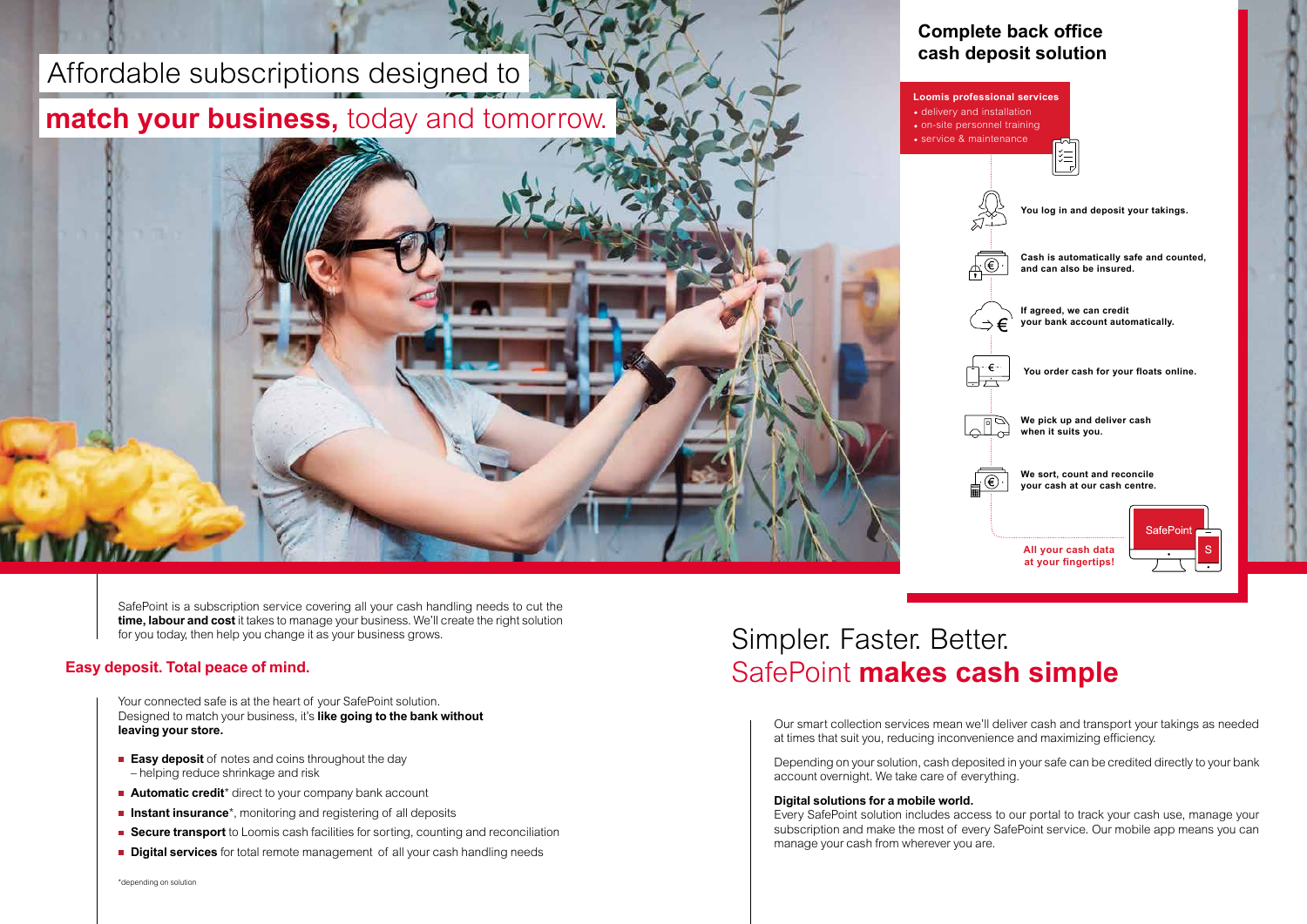# Affordable subscriptions designed to **match your business,** today and tomorrow.

SafePoint is a subscription service covering all your cash handling needs to cut the **time, labour and cost** it takes to manage your business. We'll create the right solution for you today, then help you change it as your business grows.

## Easy deposit. Total peace of mind.

Your connected safe is at the heart of your SafePoint solution. Designed to match your business, it's **like going to the bank without leaving your store.**

- **Easy deposit** of notes and coins throughout the day – helping reduce shrinkage and risk
- **Automatic credit*** direct to your company bank account
- **Instant insurance***, monitoring and registering of all deposits
- **Secure transport** to Loomis cash facilities for sorting, counting and reconciliation
- **Digital services** for total remote management of all your cash handling needs

*depending on solution

## Complete back office cash deposit solution

**Loomis professional services**

- delivery and installation
- on-site personnel training
- service & maintenance

**You log in and deposit your takings.**

**Cash is automatically safe and counted, and can also be insured.**

**If agreed, we can credit your bank account automatically.**

**You order cash for your floats online.**

**We pick up and deliver cash when it suits you.**

**We sort, count and reconcile your cash at our cash centre.**

**All your cash data at your fingertips!**

SafePoint

# Simpler. Faster. Better. SafePoint **makes cash simple**

Our smart collection services mean we'll deliver cash and transport your takings as needed at times that suit you, reducing inconvenience and maximizing efficiency.

Depending on your solution, cash deposited in your safe can be credited directly to your bank account overnight. We take care of everything.

**Digital solutions for a mobile world.**

Every SafePoint solution includes access to our portal to track your cash use, manage your subscription and make the most of every SafePoint service. Our mobile app means you can manage your cash from wherever you are.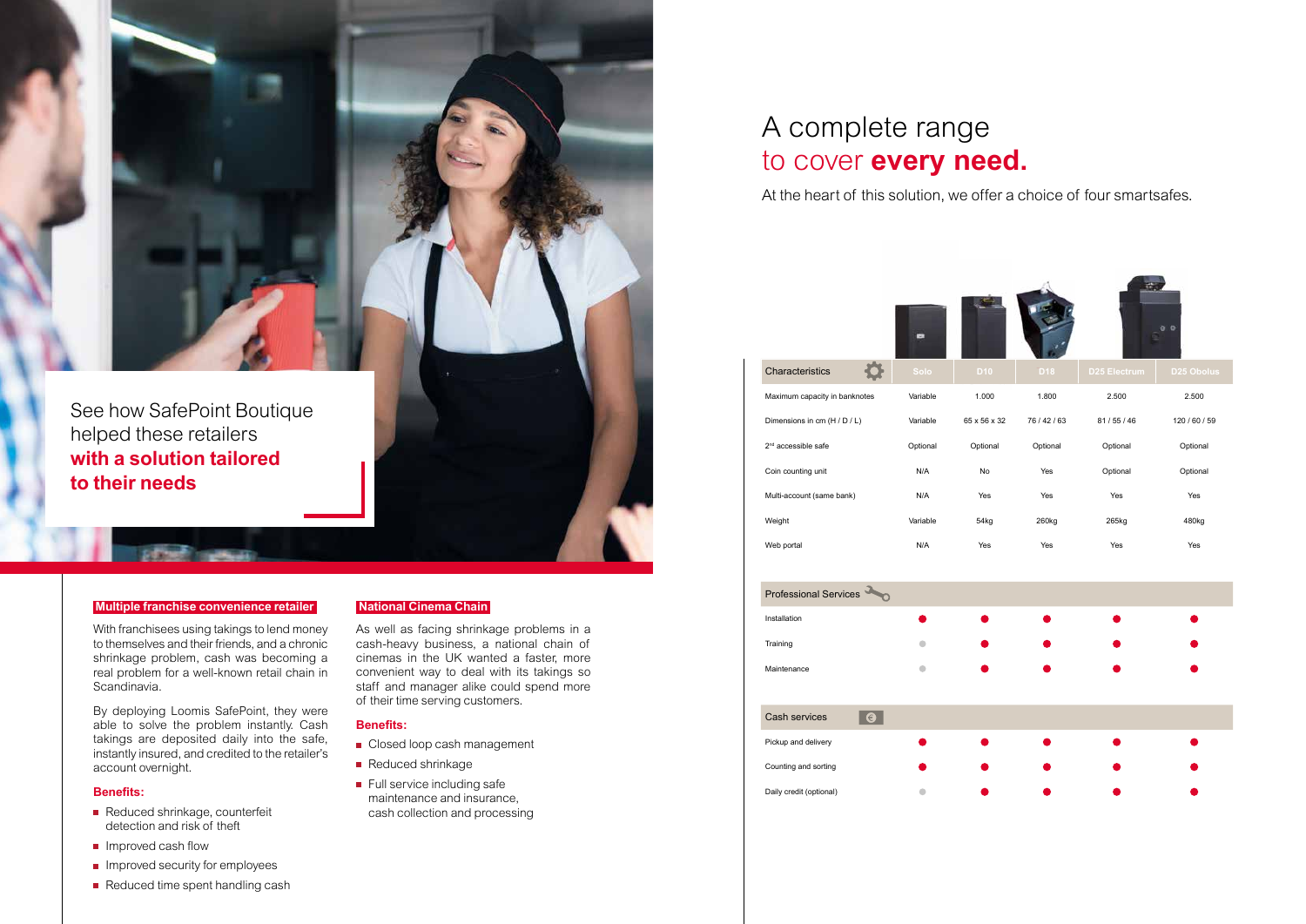See how SafePoint Boutique helped these retailers **with a solution tailored to their needs**

## Multiple franchise convenience retailer

With franchisees using takings to lend money to themselves and their friends, and a chronic shrinkage problem, cash was becoming a real problem for a well-known retail chain in Scandinavia.

By deploying Loomis SafePoint, they were able to solve the problem instantly. Cash takings are deposited daily into the safe, instantly insured, and credited to the retailer's account overnight.

**Benefits:**

- Reduced shrinkage, counterfeit detection and risk of theft
- Improved cash flow
- Improved security for employees
- Reduced time spent handling cash

## National Cinema Chain

As well as facing shrinkage problems in a cash-heavy business, a national chain of cinemas in the UK wanted a faster, more convenient way to deal with its takings so staff and manager alike could spend more of their time serving customers.

**Benefits:**

- Closed loop cash management
- Reduced shrinkage
- Full service including safe maintenance and insurance, cash collection and processing

# A complete range to cover **every need.**

At the heart of this solution, we offer a choice of four smartsafes.

| Characteristics | Solo | D10 | D18 | D25 Electrum | D25 Obolus |
|---|---|---|---|---|---|
| Maximum capacity in banknotes | Variable | 1.000 | 1.800 | 2.500 | 2.500 |
| Dimensions in cm (H / D / L) | Variable | 65 x 56 x 32 | 76 / 42 / 63 | 81 / 55 / 46 | 120 / 60 / 59 |
| 2nd accessible safe | Optional | Optional | Optional | Optional | Optional |
| Coin counting unit | N/A | No | Yes | Optional | Optional |
| Multi-account (same bank) | N/A | Yes | Yes | Yes | Yes |
| Weight | Variable | 54kg | 260kg | 265kg | 480kg |
| Web portal | N/A | Yes | Yes | Yes | Yes |
| **Professional Services** | | | | | |
| Installation | ● | ● | ● | ● | ● |
| Training | ○ | ● | ● | ● | ● |
| Maintenance | ○ | ● | ● | ● | ● |
| **Cash services** | | | | | |
| Pickup and delivery | ● | ● | ● | ● | ● |
| Counting and sorting | ● | ● | ● | ● | ● |
| Daily credit (optional) | ○ | ● | ● | ● | ● |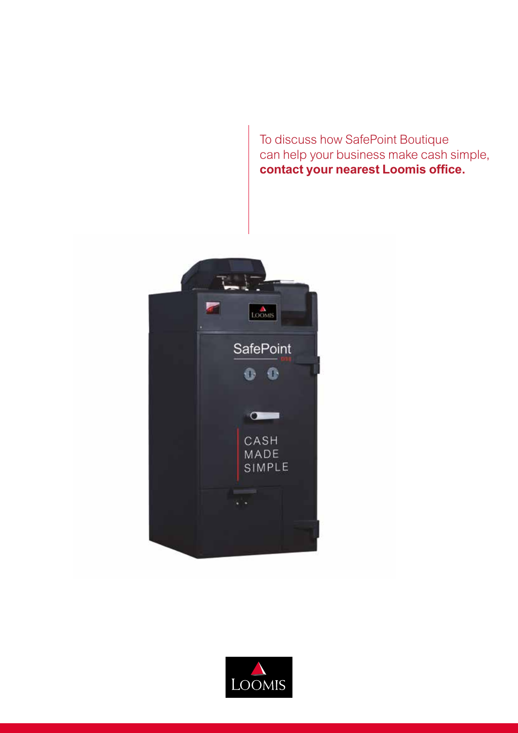To discuss how SafePoint Boutique can help your business make cash simple, **contact your nearest Loomis office.**